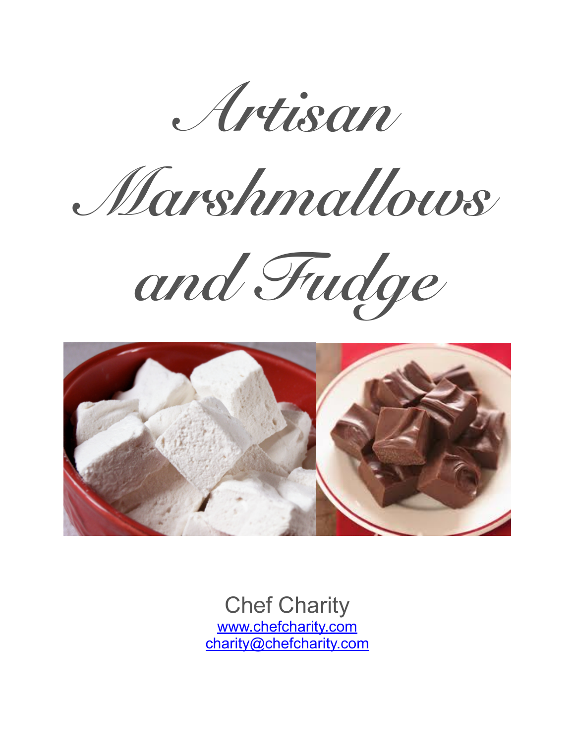# Artisan Marshmallows and Fudge

Chef Charity

[www.chefcharity.com](http://www.chefcharity.com)

[charity@chefcharity.com](mailto:charity@chefcharity.com)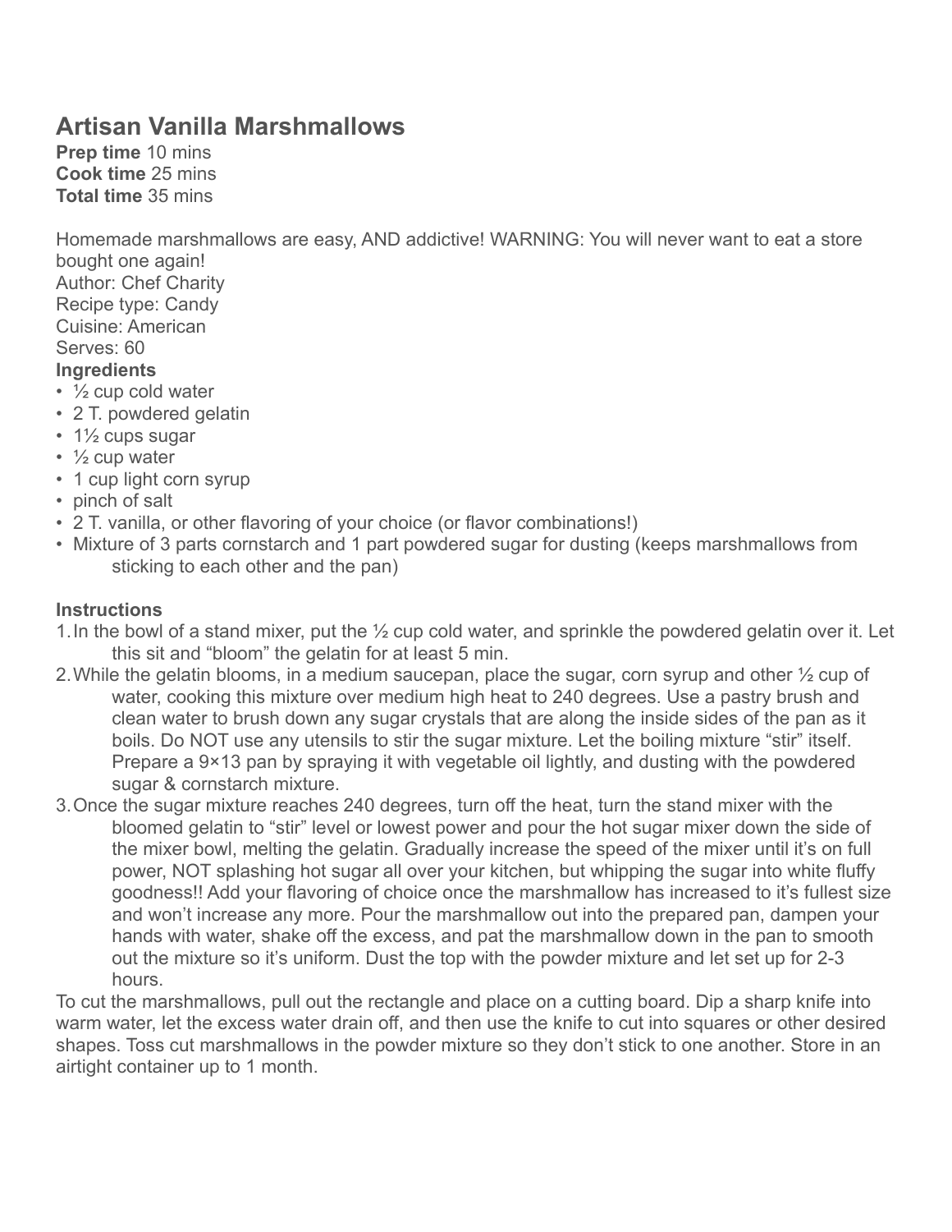## Artisan Vanilla Marshmallows

**Prep time** 10 mins
**Cook time** 25 mins
**Total time** 35 mins

Homemade marshmallows are easy, AND addictive! WARNING: You will never want to eat a store bought one again!
Author: Chef Charity
Recipe type: Candy
Cuisine: American
Serves: 60

**Ingredients**

- ½ cup cold water
- 2 T. powdered gelatin
- 1½ cups sugar
- ½ cup water
- 1 cup light corn syrup
- pinch of salt
- 2 T. vanilla, or other flavoring of your choice (or flavor combinations!)
- Mixture of 3 parts cornstarch and 1 part powdered sugar for dusting (keeps marshmallows from sticking to each other and the pan)

**Instructions**

1. In the bowl of a stand mixer, put the ½ cup cold water, and sprinkle the powdered gelatin over it. Let this sit and "bloom" the gelatin for at least 5 min.
2. While the gelatin blooms, in a medium saucepan, place the sugar, corn syrup and other ½ cup of water, cooking this mixture over medium high heat to 240 degrees. Use a pastry brush and clean water to brush down any sugar crystals that are along the inside sides of the pan as it boils. Do NOT use any utensils to stir the sugar mixture. Let the boiling mixture "stir" itself. Prepare a 9×13 pan by spraying it with vegetable oil lightly, and dusting with the powdered sugar & cornstarch mixture.
3. Once the sugar mixture reaches 240 degrees, turn off the heat, turn the stand mixer with the bloomed gelatin to "stir" level or lowest power and pour the hot sugar mixer down the side of the mixer bowl, melting the gelatin. Gradually increase the speed of the mixer until it's on full power, NOT splashing hot sugar all over your kitchen, but whipping the sugar into white fluffy goodness!! Add your flavoring of choice once the marshmallow has increased to it's fullest size and won't increase any more. Pour the marshmallow out into the prepared pan, dampen your hands with water, shake off the excess, and pat the marshmallow down in the pan to smooth out the mixture so it's uniform. Dust the top with the powder mixture and let set up for 2-3 hours.

To cut the marshmallows, pull out the rectangle and place on a cutting board. Dip a sharp knife into warm water, let the excess water drain off, and then use the knife to cut into squares or other desired shapes. Toss cut marshmallows in the powder mixture so they don't stick to one another. Store in an airtight container up to 1 month.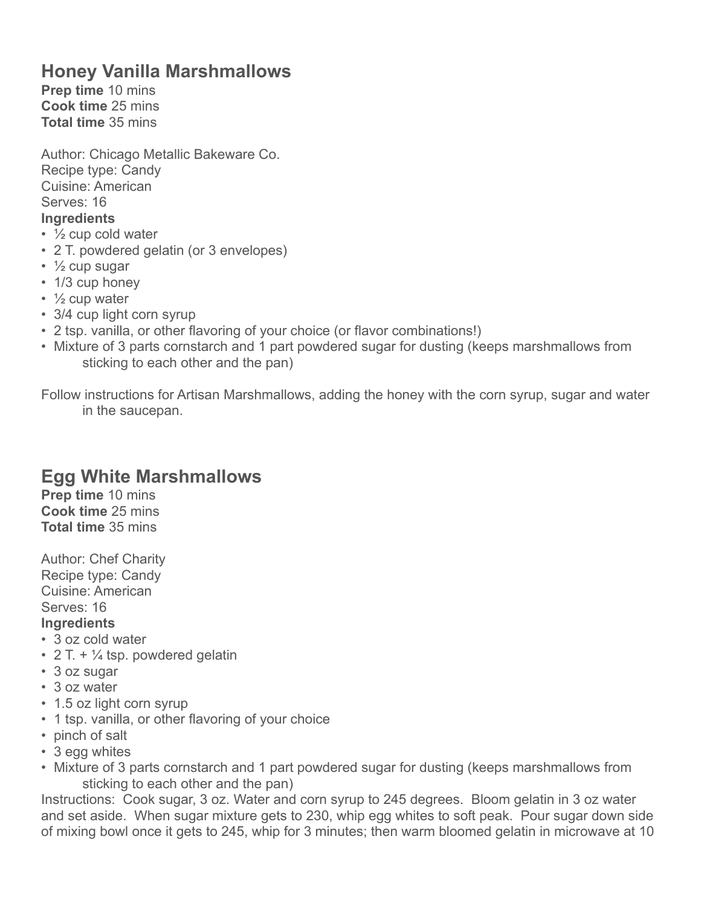## Honey Vanilla Marshmallows

**Prep time** 10 mins
**Cook time** 25 mins
**Total time** 35 mins

Author: Chicago Metallic Bakeware Co.
Recipe type: Candy
Cuisine: American
Serves: 16

**Ingredients**

- ½ cup cold water
- 2 T. powdered gelatin (or 3 envelopes)
- ½ cup sugar
- 1/3 cup honey
- ½ cup water
- 3/4 cup light corn syrup
- 2 tsp. vanilla, or other flavoring of your choice (or flavor combinations!)
- Mixture of 3 parts cornstarch and 1 part powdered sugar for dusting (keeps marshmallows from sticking to each other and the pan)

Follow instructions for Artisan Marshmallows, adding the honey with the corn syrup, sugar and water in the saucepan.

## Egg White Marshmallows

**Prep time** 10 mins
**Cook time** 25 mins
**Total time** 35 mins

Author: Chef Charity
Recipe type: Candy
Cuisine: American
Serves: 16

**Ingredients**

- 3 oz cold water
- 2 T. + ¼ tsp. powdered gelatin
- 3 oz sugar
- 3 oz water
- 1.5 oz light corn syrup
- 1 tsp. vanilla, or other flavoring of your choice
- pinch of salt
- 3 egg whites
- Mixture of 3 parts cornstarch and 1 part powdered sugar for dusting (keeps marshmallows from sticking to each other and the pan)

Instructions: Cook sugar, 3 oz. Water and corn syrup to 245 degrees. Bloom gelatin in 3 oz water and set aside. When sugar mixture gets to 230, whip egg whites to soft peak. Pour sugar down side of mixing bowl once it gets to 245, whip for 3 minutes; then warm bloomed gelatin in microwave at 10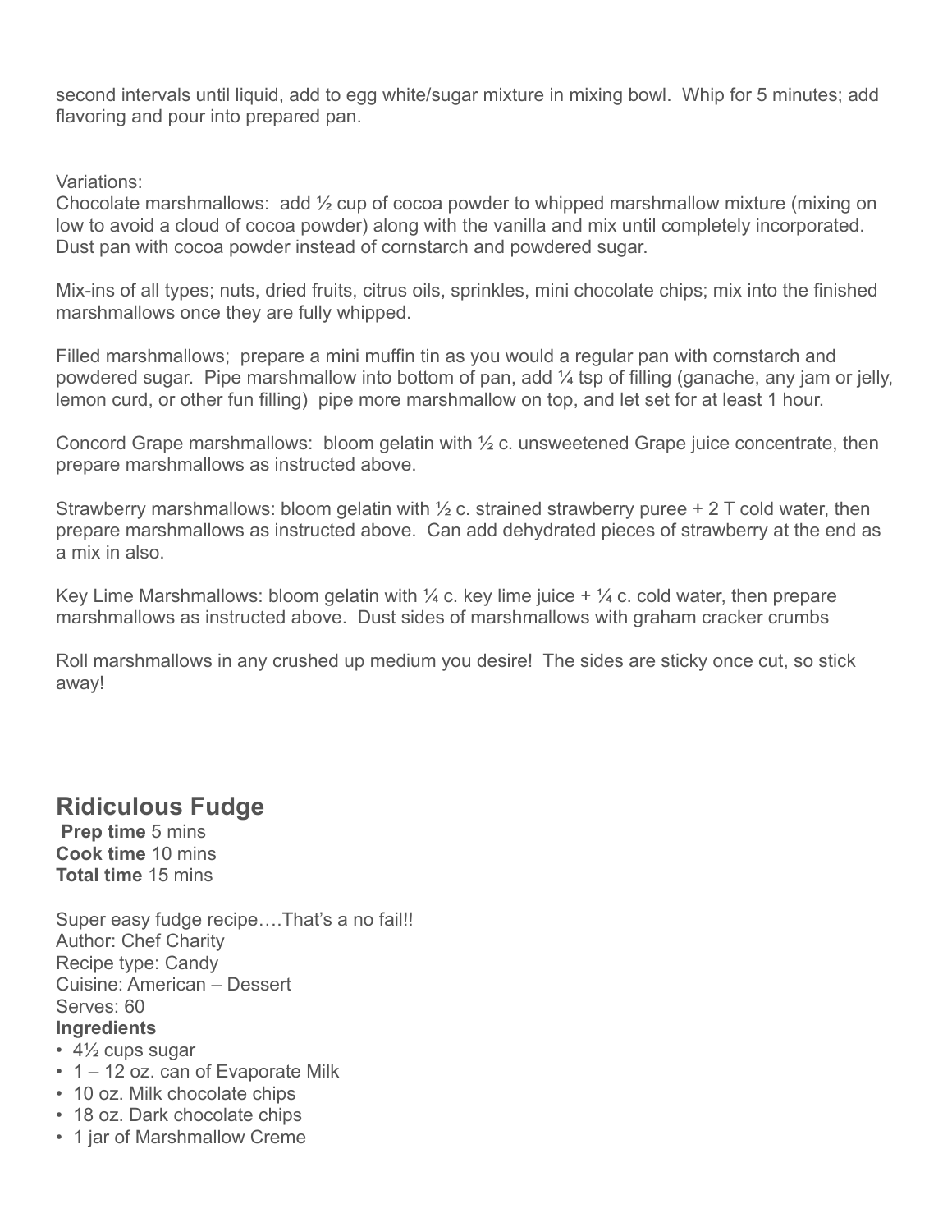second intervals until liquid, add to egg white/sugar mixture in mixing bowl. Whip for 5 minutes; add flavoring and pour into prepared pan.

Variations:
Chocolate marshmallows: add ½ cup of cocoa powder to whipped marshmallow mixture (mixing on low to avoid a cloud of cocoa powder) along with the vanilla and mix until completely incorporated. Dust pan with cocoa powder instead of cornstarch and powdered sugar.

Mix-ins of all types; nuts, dried fruits, citrus oils, sprinkles, mini chocolate chips; mix into the finished marshmallows once they are fully whipped.

Filled marshmallows; prepare a mini muffin tin as you would a regular pan with cornstarch and powdered sugar. Pipe marshmallow into bottom of pan, add ¼ tsp of filling (ganache, any jam or jelly, lemon curd, or other fun filling) pipe more marshmallow on top, and let set for at least 1 hour.

Concord Grape marshmallows: bloom gelatin with ½ c. unsweetened Grape juice concentrate, then prepare marshmallows as instructed above.

Strawberry marshmallows: bloom gelatin with ½ c. strained strawberry puree + 2 T cold water, then prepare marshmallows as instructed above. Can add dehydrated pieces of strawberry at the end as a mix in also.

Key Lime Marshmallows: bloom gelatin with ¼ c. key lime juice + ¼ c. cold water, then prepare marshmallows as instructed above. Dust sides of marshmallows with graham cracker crumbs

Roll marshmallows in any crushed up medium you desire! The sides are sticky once cut, so stick away!

## Ridiculous Fudge

**Prep time** 5 mins
**Cook time** 10 mins
**Total time** 15 mins

Super easy fudge recipe….That's a no fail!!
Author: Chef Charity
Recipe type: Candy
Cuisine: American – Dessert
Serves: 60

**Ingredients**

- 4½ cups sugar
- 1 – 12 oz. can of Evaporate Milk
- 10 oz. Milk chocolate chips
- 18 oz. Dark chocolate chips
- 1 jar of Marshmallow Creme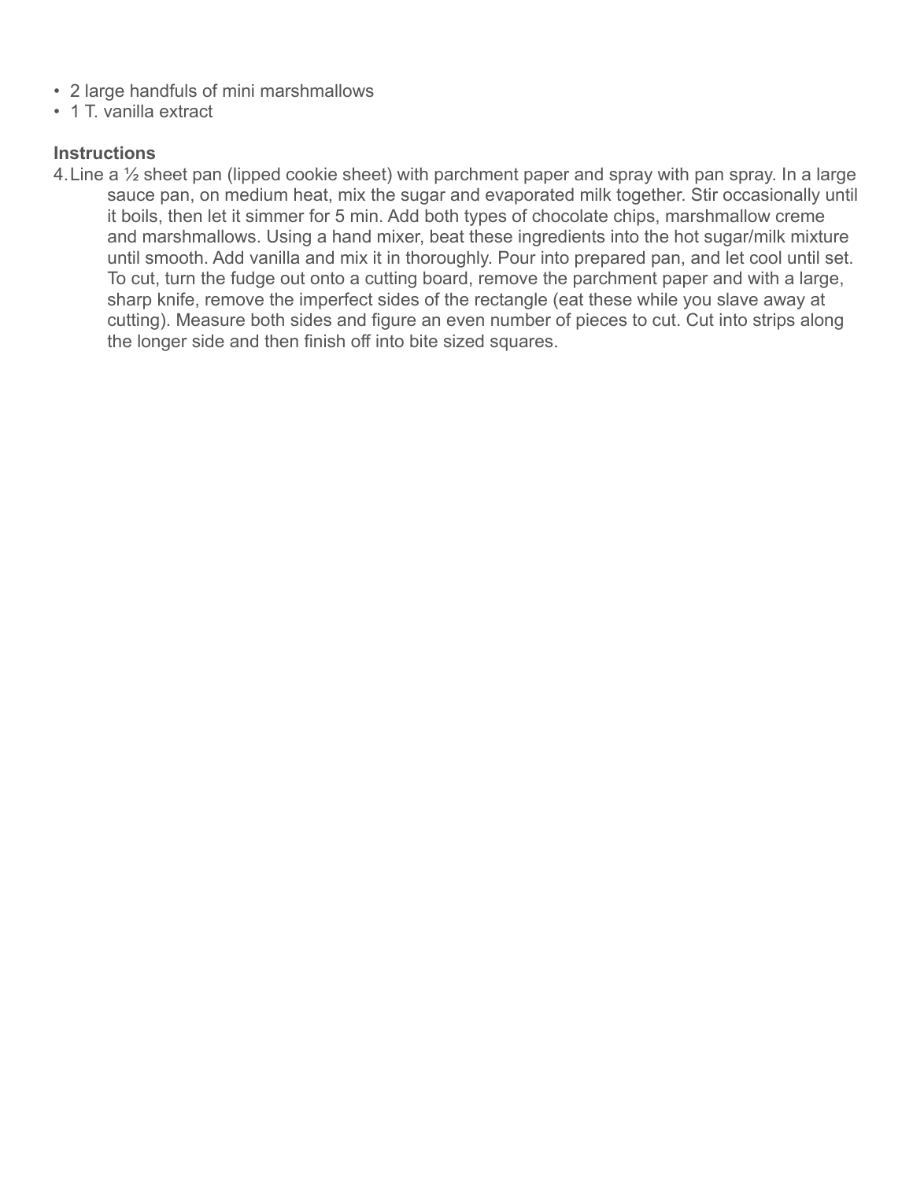- 2 large handfuls of mini marshmallows
- 1 T. vanilla extract

**Instructions**

4. Line a ½ sheet pan (lipped cookie sheet) with parchment paper and spray with pan spray. In a large sauce pan, on medium heat, mix the sugar and evaporated milk together. Stir occasionally until it boils, then let it simmer for 5 min. Add both types of chocolate chips, marshmallow creme and marshmallows. Using a hand mixer, beat these ingredients into the hot sugar/milk mixture until smooth. Add vanilla and mix it in thoroughly. Pour into prepared pan, and let cool until set. To cut, turn the fudge out onto a cutting board, remove the parchment paper and with a large, sharp knife, remove the imperfect sides of the rectangle (eat these while you slave away at cutting). Measure both sides and figure an even number of pieces to cut. Cut into strips along the longer side and then finish off into bite sized squares.